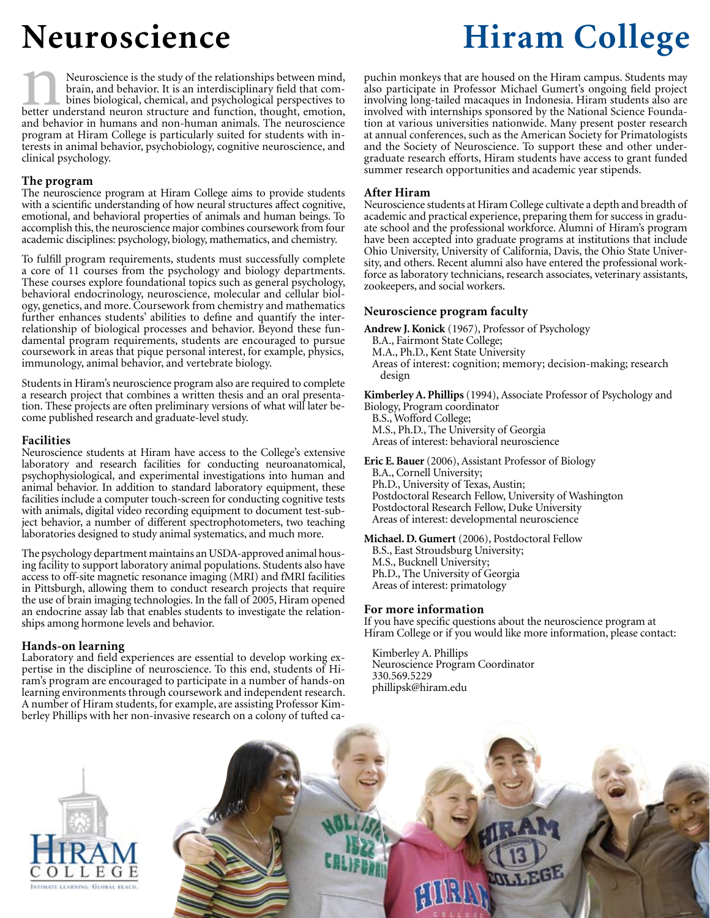# Neuroscience

# Hiram College

Neuroscience is the study of the relationships between mind, brain, and behavior. It is an interdisciplinary field that combines biological, chemical, and psychological perspectives to better understand neuron structure and function, thought, emotion, and behavior in humans and non-human animals. The neuroscience program at Hiram College is particularly suited for students with interests in animal behavior, psychobiology, cognitive neuroscience, and clinical psychology.

### The program

The neuroscience program at Hiram College aims to provide students with a scientific understanding of how neural structures affect cognitive, emotional, and behavioral properties of animals and human beings. To accomplish this, the neuroscience major combines coursework from four academic disciplines: psychology, biology, mathematics, and chemistry.

To fulfill program requirements, students must successfully complete a core of 11 courses from the psychology and biology departments. These courses explore foundational topics such as general psychology, behavioral endocrinology, neuroscience, molecular and cellular biology, genetics, and more. Coursework from chemistry and mathematics further enhances students' abilities to define and quantify the interrelationship of biological processes and behavior. Beyond these fundamental program requirements, students are encouraged to pursue coursework in areas that pique personal interest, for example, physics, immunology, animal behavior, and vertebrate biology.

Students in Hiram's neuroscience program also are required to complete a research project that combines a written thesis and an oral presentation. These projects are often preliminary versions of what will later become published research and graduate-level study.

### Facilities

Neuroscience students at Hiram have access to the College's extensive laboratory and research facilities for conducting neuroanatomical, psychophysiological, and experimental investigations into human and animal behavior. In addition to standard laboratory equipment, these facilities include a computer touch-screen for conducting cognitive tests with animals, digital video recording equipment to document test-subject behavior, a number of different spectrophotometers, two teaching laboratories designed to study animal systematics, and much more.

The psychology department maintains an USDA-approved animal housing facility to support laboratory animal populations. Students also have access to off-site magnetic resonance imaging (MRI) and fMRI facilities in Pittsburgh, allowing them to conduct research projects that require the use of brain imaging technologies. In the fall of 2005, Hiram opened an endocrine assay lab that enables students to investigate the relationships among hormone levels and behavior.

### Hands-on learning

Laboratory and field experiences are essential to develop working expertise in the discipline of neuroscience. To this end, students of Hiram's program are encouraged to participate in a number of hands-on learning environments through coursework and independent research. A number of Hiram students, for example, are assisting Professor Kimberley Phillips with her non-invasive research on a colony of tufted capuchin monkeys that are housed on the Hiram campus. Students may also participate in Professor Michael Gumert's ongoing field project involving long-tailed macaques in Indonesia. Hiram students also are involved with internships sponsored by the National Science Foundation at various universities nationwide. Many present poster research at annual conferences, such as the American Society for Primatologists and the Society of Neuroscience. To support these and other undergraduate research efforts, Hiram students have access to grant funded summer research opportunities and academic year stipends.

### After Hiram

Neuroscience students at Hiram College cultivate a depth and breadth of academic and practical experience, preparing them for success in graduate school and the professional workforce. Alumni of Hiram's program have been accepted into graduate programs at institutions that include Ohio University, University of California, Davis, the Ohio State University, and others. Recent alumni also have entered the professional workforce as laboratory technicians, research associates, veterinary assistants, zookeepers, and social workers.

### Neuroscience program faculty

**Andrew J. Konick** (1967), Professor of Psychology
B.A., Fairmont State College;
M.A., Ph.D., Kent State University
Areas of interest: cognition; memory; decision-making; research design

**Kimberley A. Phillips** (1994), Associate Professor of Psychology and Biology, Program coordinator
B.S., Wofford College;
M.S., Ph.D., The University of Georgia
Areas of interest: behavioral neuroscience

**Eric E. Bauer** (2006), Assistant Professor of Biology
B.A., Cornell University;
Ph.D., University of Texas, Austin;
Postdoctoral Research Fellow, University of Washington
Postdoctoral Research Fellow, Duke University
Areas of interest: developmental neuroscience

**Michael. D. Gumert** (2006), Postdoctoral Fellow
B.S., East Stroudsburg University;
M.S., Bucknell University;
Ph.D., The University of Georgia
Areas of interest: primatology

### For more information

If you have specific questions about the neuroscience program at Hiram College or if you would like more information, please contact:

Kimberley A. Phillips
Neuroscience Program Coordinator
330.569.5229
phillipsk@hiram.edu

HIRAM COLLEGE
INTIMATE LEARNING. GLOBAL REACH.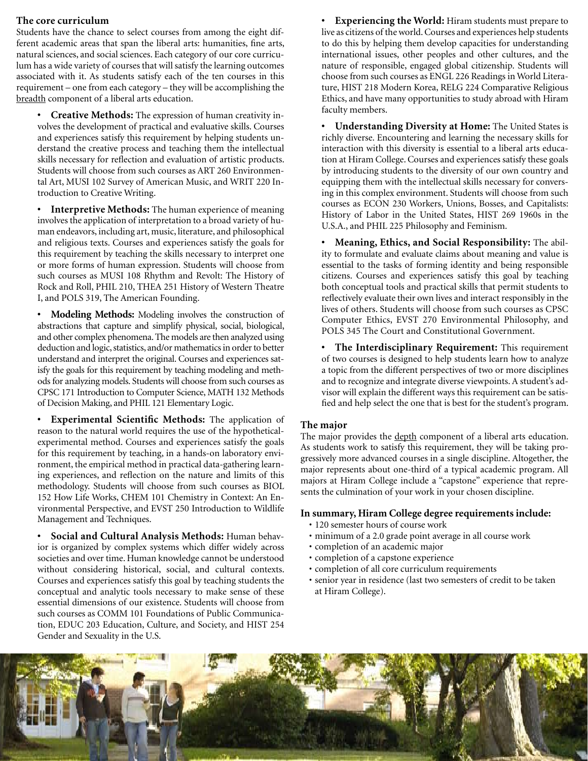## The core curriculum

Students have the chance to select courses from among the eight different academic areas that span the liberal arts: humanities, fine arts, natural sciences, and social sciences. Each category of our core curriculum has a wide variety of courses that will satisfy the learning outcomes associated with it. As students satisfy each of the ten courses in this requirement – one from each category – they will be accomplishing the breadth component of a liberal arts education.

- **Creative Methods:** The expression of human creativity involves the development of practical and evaluative skills. Courses and experiences satisfy this requirement by helping students understand the creative process and teaching them the intellectual skills necessary for reflection and evaluation of artistic products. Students will choose from such courses as ART 260 Environmental Art, MUSI 102 Survey of American Music, and WRIT 220 Introduction to Creative Writing.
- **Interpretive Methods:** The human experience of meaning involves the application of interpretation to a broad variety of human endeavors, including art, music, literature, and philosophical and religious texts. Courses and experiences satisfy the goals for this requirement by teaching the skills necessary to interpret one or more forms of human expression. Students will choose from such courses as MUSI 108 Rhythm and Revolt: The History of Rock and Roll, PHIL 210, THEA 251 History of Western Theatre I, and POLS 319, The American Founding.
- **Modeling Methods:** Modeling involves the construction of abstractions that capture and simplify physical, social, biological, and other complex phenomena. The models are then analyzed using deduction and logic, statistics, and/or mathematics in order to better understand and interpret the original. Courses and experiences satisfy the goals for this requirement by teaching modeling and methods for analyzing models. Students will choose from such courses as CPSC 171 Introduction to Computer Science, MATH 132 Methods of Decision Making, and PHIL 121 Elementary Logic.
- **Experimental Scientific Methods:** The application of reason to the natural world requires the use of the hypothetical-experimental method. Courses and experiences satisfy the goals for this requirement by teaching, in a hands-on laboratory environment, the empirical method in practical data-gathering learning experiences, and reflection on the nature and limits of this methodology. Students will choose from such courses as BIOL 152 How Life Works, CHEM 101 Chemistry in Context: An Environmental Perspective, and EVST 250 Introduction to Wildlife Management and Techniques.
- **Social and Cultural Analysis Methods:** Human behavior is organized by complex systems which differ widely across societies and over time. Human knowledge cannot be understood without considering historical, social, and cultural contexts. Courses and experiences satisfy this goal by teaching students the conceptual and analytic tools necessary to make sense of these essential dimensions of our existence. Students will choose from such courses as COMM 101 Foundations of Public Communication, EDUC 203 Education, Culture, and Society, and HIST 254 Gender and Sexuality in the U.S.
- **Experiencing the World:** Hiram students must prepare to live as citizens of the world. Courses and experiences help students to do this by helping them develop capacities for understanding international issues, other peoples and other cultures, and the nature of responsible, engaged global citizenship. Students will choose from such courses as ENGL 226 Readings in World Literature, HIST 218 Modern Korea, RELG 224 Comparative Religious Ethics, and have many opportunities to study abroad with Hiram faculty members.
- **Understanding Diversity at Home:** The United States is richly diverse. Encountering and learning the necessary skills for interaction with this diversity is essential to a liberal arts education at Hiram College. Courses and experiences satisfy these goals by introducing students to the diversity of our own country and equipping them with the intellectual skills necessary for conversing in this complex environment. Students will choose from such courses as ECON 230 Workers, Unions, Bosses, and Capitalists: History of Labor in the United States, HIST 269 1960s in the U.S.A., and PHIL 225 Philosophy and Feminism.
- **Meaning, Ethics, and Social Responsibility:** The ability to formulate and evaluate claims about meaning and value is essential to the tasks of forming identity and being responsible citizens. Courses and experiences satisfy this goal by teaching both conceptual tools and practical skills that permit students to reflectively evaluate their own lives and interact responsibly in the lives of others. Students will choose from such courses as CPSC Computer Ethics, EVST 270 Environmental Philosophy, and POLS 345 The Court and Constitutional Government.
- **The Interdisciplinary Requirement:** This requirement of two courses is designed to help students learn how to analyze a topic from the different perspectives of two or more disciplines and to recognize and integrate diverse viewpoints. A student's advisor will explain the different ways this requirement can be satisfied and help select the one that is best for the student's program.

## The major

The major provides the depth component of a liberal arts education. As students work to satisfy this requirement, they will be taking progressively more advanced courses in a single discipline. Altogether, the major represents about one-third of a typical academic program. All majors at Hiram College include a "capstone" experience that represents the culmination of your work in your chosen discipline.

## In summary, Hiram College degree requirements include:

- 120 semester hours of course work
- minimum of a 2.0 grade point average in all course work
- completion of an academic major
- completion of a capstone experience
- completion of all core curriculum requirements
- senior year in residence (last two semesters of credit to be taken at Hiram College).